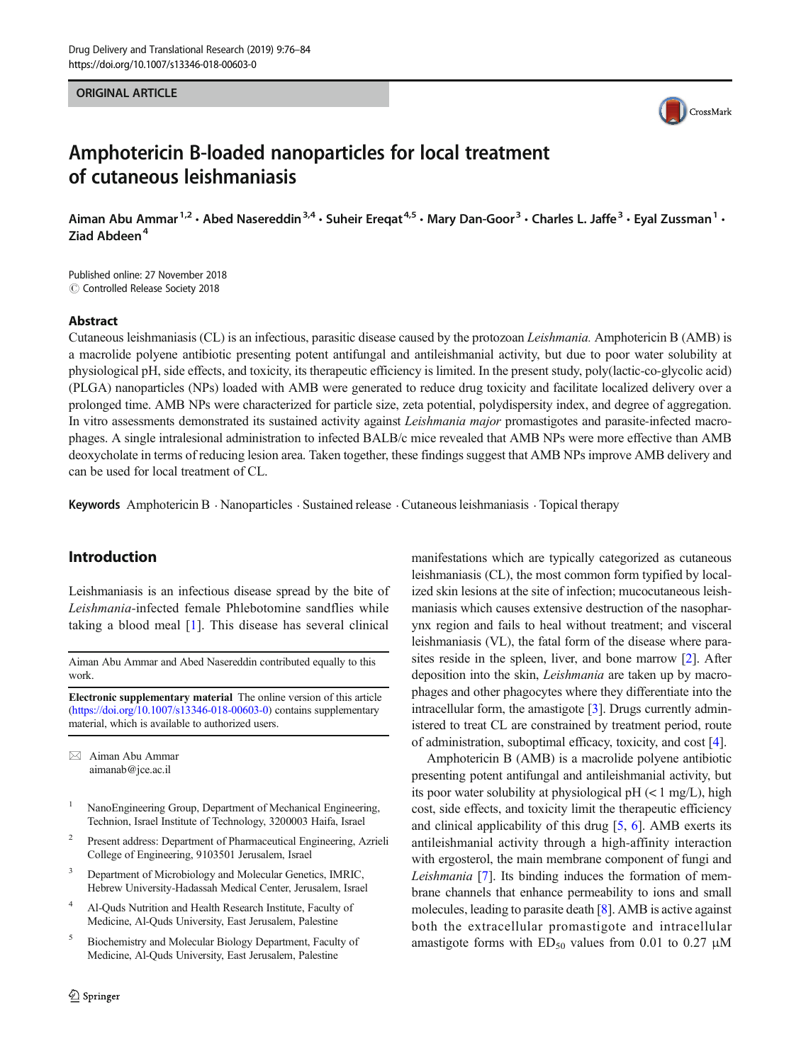ORIGINAL ARTICLE

# Amphotericin B-loaded nanoparticles for local treatment of cutaneous leishmaniasis

Aiman Abu Ammar [1,2] · Abed Nasereddin [3,4] · Suheir Ereqat [4,5] · Mary Dan-Goor [3] · Charles L. Jaffe [3] · Eyal Zussman [1] · Ziad Abdeen [4]

Published online: 27 November 2018
© Controlled Release Society 2018

## Abstract

Cutaneous leishmaniasis (CL) is an infectious, parasitic disease caused by the protozoan *Leishmania.* Amphotericin B (AMB) is a macrolide polyene antibiotic presenting potent antifungal and antileishmanial activity, but due to poor water solubility at physiological pH, side effects, and toxicity, its therapeutic efficiency is limited. In the present study, poly(lactic-co-glycolic acid) (PLGA) nanoparticles (NPs) loaded with AMB were generated to reduce drug toxicity and facilitate localized delivery over a prolonged time. AMB NPs were characterized for particle size, zeta potential, polydispersity index, and degree of aggregation. In vitro assessments demonstrated its sustained activity against *Leishmania major* promastigotes and parasite-infected macrophages. A single intralesional administration to infected BALB/c mice revealed that AMB NPs were more effective than AMB deoxycholate in terms of reducing lesion area. Taken together, these findings suggest that AMB NPs improve AMB delivery and can be used for local treatment of CL.

**Keywords** Amphotericin B · Nanoparticles · Sustained release · Cutaneous leishmaniasis · Topical therapy

## Introduction

Leishmaniasis is an infectious disease spread by the bite of *Leishmania*-infected female Phlebotomine sandflies while taking a blood meal [1]. This disease has several clinical manifestations which are typically categorized as cutaneous leishmaniasis (CL), the most common form typified by localized skin lesions at the site of infection; mucocutaneous leishmaniasis which causes extensive destruction of the nasopharynx region and fails to heal without treatment; and visceral leishmaniasis (VL), the fatal form of the disease where parasites reside in the spleen, liver, and bone marrow [2]. After deposition into the skin, *Leishmania* are taken up by macrophages and other phagocytes where they differentiate into the intracellular form, the amastigote [3]. Drugs currently administered to treat CL are constrained by treatment period, route of administration, suboptimal efficacy, toxicity, and cost [4].

Amphotericin B (AMB) is a macrolide polyene antibiotic presenting potent antifungal and antileishmanial activity, but its poor water solubility at physiological pH (< 1 mg/L), high cost, side effects, and toxicity limit the therapeutic efficiency and clinical applicability of this drug [5, 6]. AMB exerts its antileishmanial activity through a high-affinity interaction with ergosterol, the main membrane component of fungi and *Leishmania* [7]. Its binding induces the formation of membrane channels that enhance permeability to ions and small molecules, leading to parasite death [8]. AMB is active against both the extracellular promastigote and intracellular amastigote forms with $ED_{50}$ values from 0.01 to 0.27 μM

---

Aiman Abu Ammar and Abed Nasereddin contributed equally to this work.

**Electronic supplementary material** The online version of this article (https://doi.org/10.1007/s13346-018-00603-0) contains supplementary material, which is available to authorized users.

✉ Aiman Abu Ammar
aimanab@jce.ac.il

1 NanoEngineering Group, Department of Mechanical Engineering, Technion, Israel Institute of Technology, 3200003 Haifa, Israel

2 Present address: Department of Pharmaceutical Engineering, Azrieli College of Engineering, 9103501 Jerusalem, Israel

3 Department of Microbiology and Molecular Genetics, IMRIC, Hebrew University-Hadassah Medical Center, Jerusalem, Israel

4 Al-Quds Nutrition and Health Research Institute, Faculty of Medicine, Al-Quds University, East Jerusalem, Palestine

5 Biochemistry and Molecular Biology Department, Faculty of Medicine, Al-Quds University, East Jerusalem, Palestine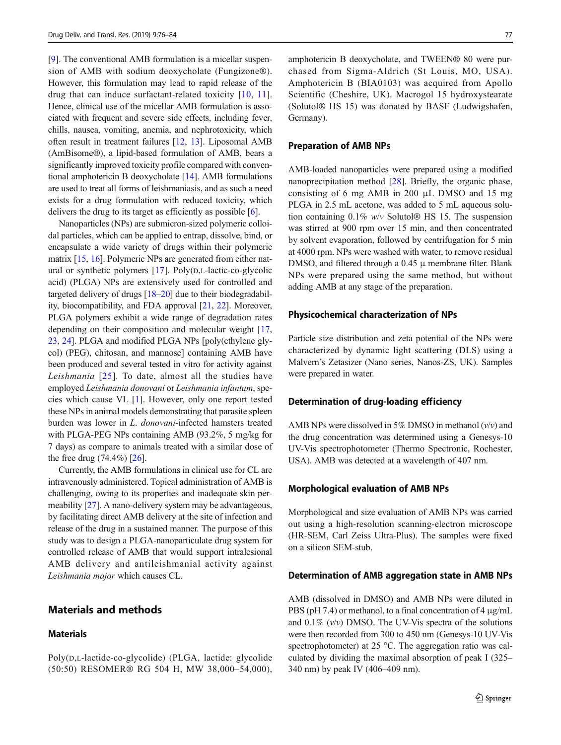[9]. The conventional AMB formulation is a micellar suspension of AMB with sodium deoxycholate (Fungizone®). However, this formulation may lead to rapid release of the drug that can induce surfactant-related toxicity [10, 11]. Hence, clinical use of the micellar AMB formulation is associated with frequent and severe side effects, including fever, chills, nausea, vomiting, anemia, and nephrotoxicity, which often result in treatment failures [12, 13]. Liposomal AMB (AmBisome®), a lipid-based formulation of AMB, bears a significantly improved toxicity profile compared with conventional amphotericin B deoxycholate [14]. AMB formulations are used to treat all forms of leishmaniases, and as such a need exists for a drug formulation with reduced toxicity, which delivers the drug to its target as efficiently as possible [6].

Nanoparticles (NPs) are submicron-sized polymeric colloidal particles, which can be applied to entrap, dissolve, bind, or encapsulate a wide variety of drugs within their polymeric matrix [15, 16]. Polymeric NPs are generated from either natural or synthetic polymers [17]. Poly(D,L-lactic-co-glycolic acid) (PLGA) NPs are extensively used for controlled and targeted delivery of drugs [18–20] due to their biodegradability, biocompatibility, and FDA approval [21, 22]. Moreover, PLGA polymers exhibit a wide range of degradation rates depending on their composition and molecular weight [17, 23, 24]. PLGA and modified PLGA NPs [poly(ethylene glycol) (PEG), chitosan, and mannose] containing AMB have been produced and several tested in vitro for activity against *Leishmania* [25]. To date, almost all the studies have employed *Leishmania donovani* or *Leishmania infantum*, species which cause VL [1]. However, only one report tested these NPs in animal models demonstrating that parasite spleen burden was lower in *L. donovani*-infected hamsters treated with PLGA-PEG NPs containing AMB (93.2%, 5 mg/kg for 7 days) as compare to animals treated with a similar dose of the free drug (74.4%) [26].

Currently, the AMB formulations in clinical use for CL are intravenously administered. Topical administration of AMB is challenging, owing to its properties and inadequate skin permeability [27]. A nano-delivery system may be advantageous, by facilitating direct AMB delivery at the site of infection and release of the drug in a sustained manner. The purpose of this study was to design a PLGA-nanoparticulate drug system for controlled release of AMB that would support intralesional AMB delivery and antileishmanial activity against *Leishmania major* which causes CL.

## Materials and methods

### Materials

Poly(D,L-lactide-co-glycolide) (PLGA, lactide: glycolide (50:50) RESOMER® RG 504 H, MW 38,000–54,000), amphotericin B deoxycholate, and TWEEN® 80 were purchased from Sigma-Aldrich (St Louis, MO, USA). Amphotericin B (BIA0103) was acquired from Apollo Scientific (Cheshire, UK). Macrogol 15 hydroxystearate (Solutol® HS 15) was donated by BASF (Ludwigshafen, Germany).

### Preparation of AMB NPs

AMB-loaded nanoparticles were prepared using a modified nanoprecipitation method [28]. Briefly, the organic phase, consisting of 6 mg AMB in 200 μL DMSO and 15 mg PLGA in 2.5 mL acetone, was added to 5 mL aqueous solution containing 0.1% *w/v* Solutol® HS 15. The suspension was stirred at 900 rpm over 15 min, and then concentrated by solvent evaporation, followed by centrifugation for 5 min at 4000 rpm. NPs were washed with water, to remove residual DMSO, and filtered through a 0.45 μ membrane filter. Blank NPs were prepared using the same method, but without adding AMB at any stage of the preparation.

### Physicochemical characterization of NPs

Particle size distribution and zeta potential of the NPs were characterized by dynamic light scattering (DLS) using a Malvern's Zetasizer (Nano series, Nanos-ZS, UK). Samples were prepared in water.

### Determination of drug-loading efficiency

AMB NPs were dissolved in 5% DMSO in methanol (*v/v*) and the drug concentration was determined using a Genesys-10 UV-Vis spectrophotometer (Thermo Spectronic, Rochester, USA). AMB was detected at a wavelength of 407 nm.

### Morphological evaluation of AMB NPs

Morphological and size evaluation of AMB NPs was carried out using a high-resolution scanning-electron microscope (HR-SEM, Carl Zeiss Ultra-Plus). The samples were fixed on a silicon SEM-stub.

### Determination of AMB aggregation state in AMB NPs

AMB (dissolved in DMSO) and AMB NPs were diluted in PBS (pH 7.4) or methanol, to a final concentration of 4 μg/mL and 0.1% (*v/v*) DMSO. The UV-Vis spectra of the solutions were then recorded from 300 to 450 nm (Genesys-10 UV-Vis spectrophotometer) at 25 °C. The aggregation ratio was calculated by dividing the maximal absorption of peak I (325–340 nm) by peak IV (406–409 nm).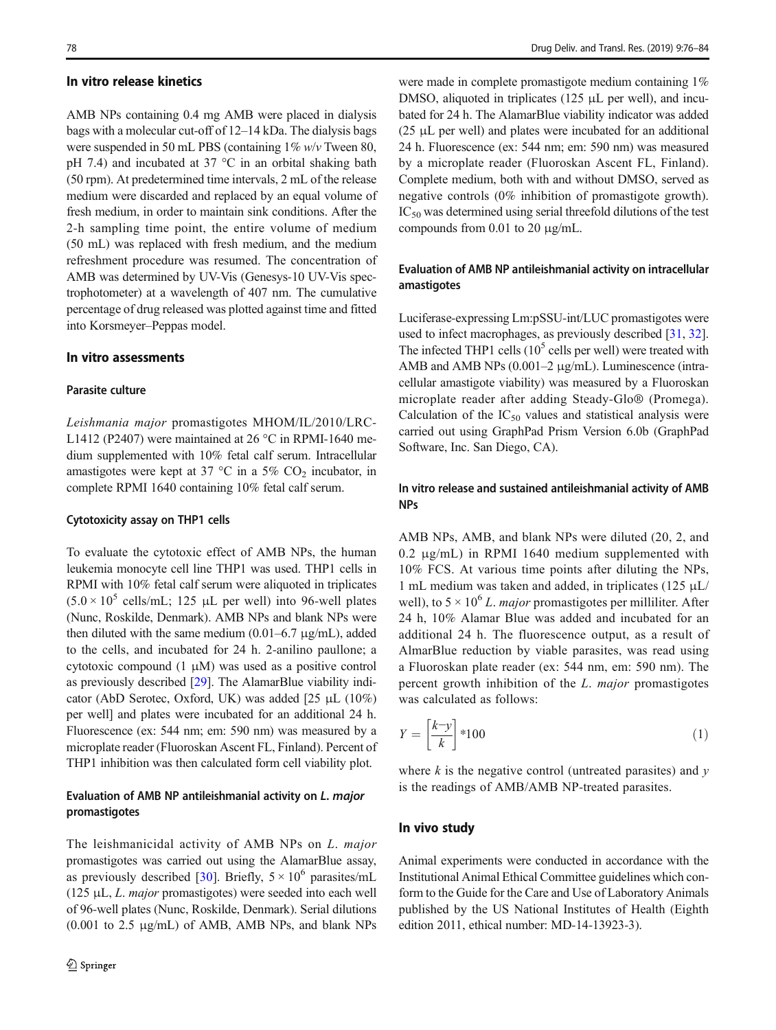## In vitro release kinetics

AMB NPs containing 0.4 mg AMB were placed in dialysis bags with a molecular cut-off of 12–14 kDa. The dialysis bags were suspended in 50 mL PBS (containing 1% *w*/*v* Tween 80, pH 7.4) and incubated at 37 °C in an orbital shaking bath (50 rpm). At predetermined time intervals, 2 mL of the release medium were discarded and replaced by an equal volume of fresh medium, in order to maintain sink conditions. After the 2-h sampling time point, the entire volume of medium (50 mL) was replaced with fresh medium, and the medium refreshment procedure was resumed. The concentration of AMB was determined by UV-Vis (Genesys-10 UV-Vis spectrophotometer) at a wavelength of 407 nm. The cumulative percentage of drug released was plotted against time and fitted into Korsmeyer–Peppas model.

## In vitro assessments

### Parasite culture

*Leishmania major* promastigotes MHOM/IL/2010/LRC-L1412 (P2407) were maintained at 26 °C in RPMI-1640 medium supplemented with 10% fetal calf serum. Intracellular amastigotes were kept at 37 °C in a 5% $CO_2$ incubator, in complete RPMI 1640 containing 10% fetal calf serum.

### Cytotoxicity assay on THP1 cells

To evaluate the cytotoxic effect of AMB NPs, the human leukemia monocyte cell line THP1 was used. THP1 cells in RPMI with 10% fetal calf serum were aliquoted in triplicates ($5.0 \times 10^5$ cells/mL; 125 μL per well) into 96-well plates (Nunc, Roskilde, Denmark). AMB NPs and blank NPs were then diluted with the same medium (0.01–6.7 μg/mL), added to the cells, and incubated for 24 h. 2-anilino paullone; a cytotoxic compound (1 μM) was used as a positive control as previously described [29]. The AlamarBlue viability indicator (AbD Serotec, Oxford, UK) was added [25 μL (10%) per well] and plates were incubated for an additional 24 h. Fluorescence (ex: 544 nm; em: 590 nm) was measured by a microplate reader (Fluoroskan Ascent FL, Finland). Percent of THP1 inhibition was then calculated form cell viability plot.

### Evaluation of AMB NP antileishmanial activity on *L. major* promastigotes

The leishmanicidal activity of AMB NPs on *L. major* promastigotes was carried out using the AlamarBlue assay, as previously described [30]. Briefly, $5 \times 10^6$ parasites/mL (125 μL, *L. major* promastigotes) were seeded into each well of 96-well plates (Nunc, Roskilde, Denmark). Serial dilutions (0.001 to 2.5 μg/mL) of AMB, AMB NPs, and blank NPs were made in complete promastigote medium containing 1% DMSO, aliquoted in triplicates (125 μL per well), and incubated for 24 h. The AlamarBlue viability indicator was added (25 μL per well) and plates were incubated for an additional 24 h. Fluorescence (ex: 544 nm; em: 590 nm) was measured by a microplate reader (Fluoroskan Ascent FL, Finland). Complete medium, both with and without DMSO, served as negative controls (0% inhibition of promastigote growth). $IC_{50}$ was determined using serial threefold dilutions of the test compounds from 0.01 to 20 μg/mL.

### Evaluation of AMB NP antileishmanial activity on intracellular amastigotes

Luciferase-expressing Lm:pSSU-int/LUC promastigotes were used to infect macrophages, as previously described [31, 32]. The infected THP1 cells ($10^5$ cells per well) were treated with AMB and AMB NPs (0.001–2 μg/mL). Luminescence (intracellular amastigote viability) was measured by a Fluoroskan microplate reader after adding Steady-Glo® (Promega). Calculation of the $IC_{50}$ values and statistical analysis were carried out using GraphPad Prism Version 6.0b (GraphPad Software, Inc. San Diego, CA).

### In vitro release and sustained antileishmanial activity of AMB NPs

AMB NPs, AMB, and blank NPs were diluted (20, 2, and 0.2 μg/mL) in RPMI 1640 medium supplemented with 10% FCS. At various time points after diluting the NPs, 1 mL medium was taken and added, in triplicates (125 μL/well), to $5 \times 10^6$ *L. major* promastigotes per milliliter. After 24 h, 10% Alamar Blue was added and incubated for an additional 24 h. The fluorescence output, as a result of AlmarBlue reduction by viable parasites, was read using a Fluoroskan plate reader (ex: 544 nm, em: 590 nm). The percent growth inhibition of the *L. major* promastigotes was calculated as follows:

$$Y = \left[\frac{k-y}{k}\right]*100 \tag{1}$$

where $k$ is the negative control (untreated parasites) and $y$ is the readings of AMB/AMB NP-treated parasites.

## In vivo study

Animal experiments were conducted in accordance with the Institutional Animal Ethical Committee guidelines which conform to the Guide for the Care and Use of Laboratory Animals published by the US National Institutes of Health (Eighth edition 2011, ethical number: MD-14-13923-3).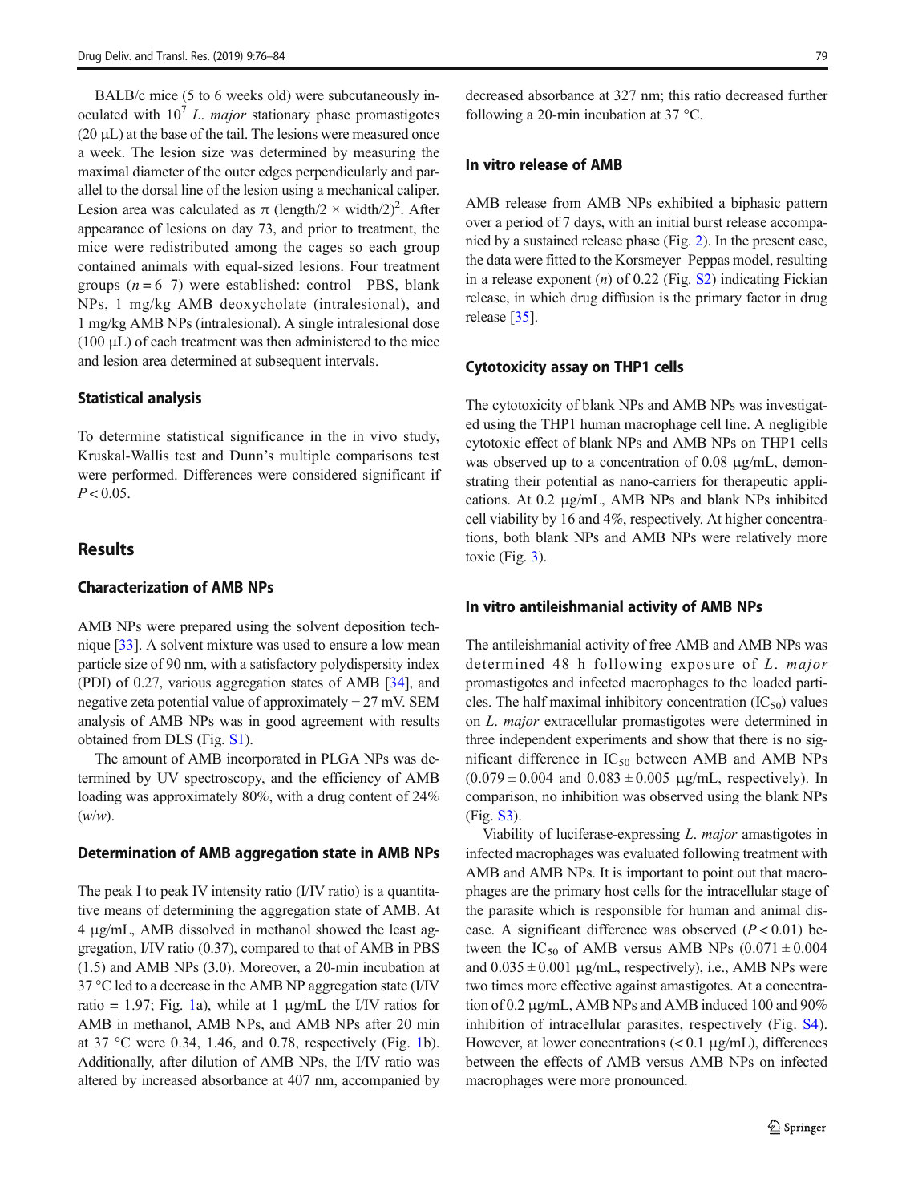BALB/c mice (5 to 6 weeks old) were subcutaneously inoculated with $10^7$ *L. major* stationary phase promastigotes (20 μL) at the base of the tail. The lesions were measured once a week. The lesion size was determined by measuring the maximal diameter of the outer edges perpendicularly and parallel to the dorsal line of the lesion using a mechanical caliper. Lesion area was calculated as $\pi$ (length/2 × width/2)$^2$. After appearance of lesions on day 73, and prior to treatment, the mice were redistributed among the cages so each group contained animals with equal-sized lesions. Four treatment groups ($n = 6$–7) were established: control—PBS, blank NPs, 1 mg/kg AMB deoxycholate (intralesional), and 1 mg/kg AMB NPs (intralesional). A single intralesional dose (100 μL) of each treatment was then administered to the mice and lesion area determined at subsequent intervals.

### Statistical analysis

To determine statistical significance in the in vivo study, Kruskal-Wallis test and Dunn's multiple comparisons test were performed. Differences were considered significant if $P < 0.05$.

## Results

### Characterization of AMB NPs

AMB NPs were prepared using the solvent deposition technique [33]. A solvent mixture was used to ensure a low mean particle size of 90 nm, with a satisfactory polydispersity index (PDI) of 0.27, various aggregation states of AMB [34], and negative zeta potential value of approximately −27 mV. SEM analysis of AMB NPs was in good agreement with results obtained from DLS (Fig. S1).

The amount of AMB incorporated in PLGA NPs was determined by UV spectroscopy, and the efficiency of AMB loading was approximately 80%, with a drug content of 24% (*w*/*w*).

### Determination of AMB aggregation state in AMB NPs

The peak I to peak IV intensity ratio (I/IV ratio) is a quantitative means of determining the aggregation state of AMB. At 4 μg/mL, AMB dissolved in methanol showed the least aggregation, I/IV ratio (0.37), compared to that of AMB in PBS (1.5) and AMB NPs (3.0). Moreover, a 20-min incubation at 37 °C led to a decrease in the AMB NP aggregation state (I/IV ratio = 1.97; Fig. 1a), while at 1 μg/mL the I/IV ratios for AMB in methanol, AMB NPs, and AMB NPs after 20 min at 37 °C were 0.34, 1.46, and 0.78, respectively (Fig. 1b). Additionally, after dilution of AMB NPs, the I/IV ratio was altered by increased absorbance at 407 nm, accompanied by decreased absorbance at 327 nm; this ratio decreased further following a 20-min incubation at 37 °C.

### In vitro release of AMB

AMB release from AMB NPs exhibited a biphasic pattern over a period of 7 days, with an initial burst release accompanied by a sustained release phase (Fig. 2). In the present case, the data were fitted to the Korsmeyer–Peppas model, resulting in a release exponent ($n$) of 0.22 (Fig. S2) indicating Fickian release, in which drug diffusion is the primary factor in drug release [35].

### Cytotoxicity assay on THP1 cells

The cytotoxicity of blank NPs and AMB NPs was investigated using the THP1 human macrophage cell line. A negligible cytotoxic effect of blank NPs and AMB NPs on THP1 cells was observed up to a concentration of 0.08 μg/mL, demonstrating their potential as nano-carriers for therapeutic applications. At 0.2 μg/mL, AMB NPs and blank NPs inhibited cell viability by 16 and 4%, respectively. At higher concentrations, both blank NPs and AMB NPs were relatively more toxic (Fig. 3).

### In vitro antileishmanial activity of AMB NPs

The antileishmanial activity of free AMB and AMB NPs was determined 48 h following exposure of *L. major* promastigotes and infected macrophages to the loaded particles. The half maximal inhibitory concentration ($IC_{50}$) values on *L. major* extracellular promastigotes were determined in three independent experiments and show that there is no significant difference in $IC_{50}$ between AMB and AMB NPs (0.079 ± 0.004 and 0.083 ± 0.005 μg/mL, respectively). In comparison, no inhibition was observed using the blank NPs (Fig. S3).

Viability of luciferase-expressing *L. major* amastigotes in infected macrophages was evaluated following treatment with AMB and AMB NPs. It is important to point out that macrophages are the primary host cells for the intracellular stage of the parasite which is responsible for human and animal disease. A significant difference was observed ($P < 0.01$) between the $IC_{50}$ of AMB versus AMB NPs (0.071 ± 0.004 and 0.035 ± 0.001 μg/mL, respectively), i.e., AMB NPs were two times more effective against amastigotes. At a concentration of 0.2 μg/mL, AMB NPs and AMB induced 100 and 90% inhibition of intracellular parasites, respectively (Fig. S4). However, at lower concentrations (< 0.1 μg/mL), differences between the effects of AMB versus AMB NPs on infected macrophages were more pronounced.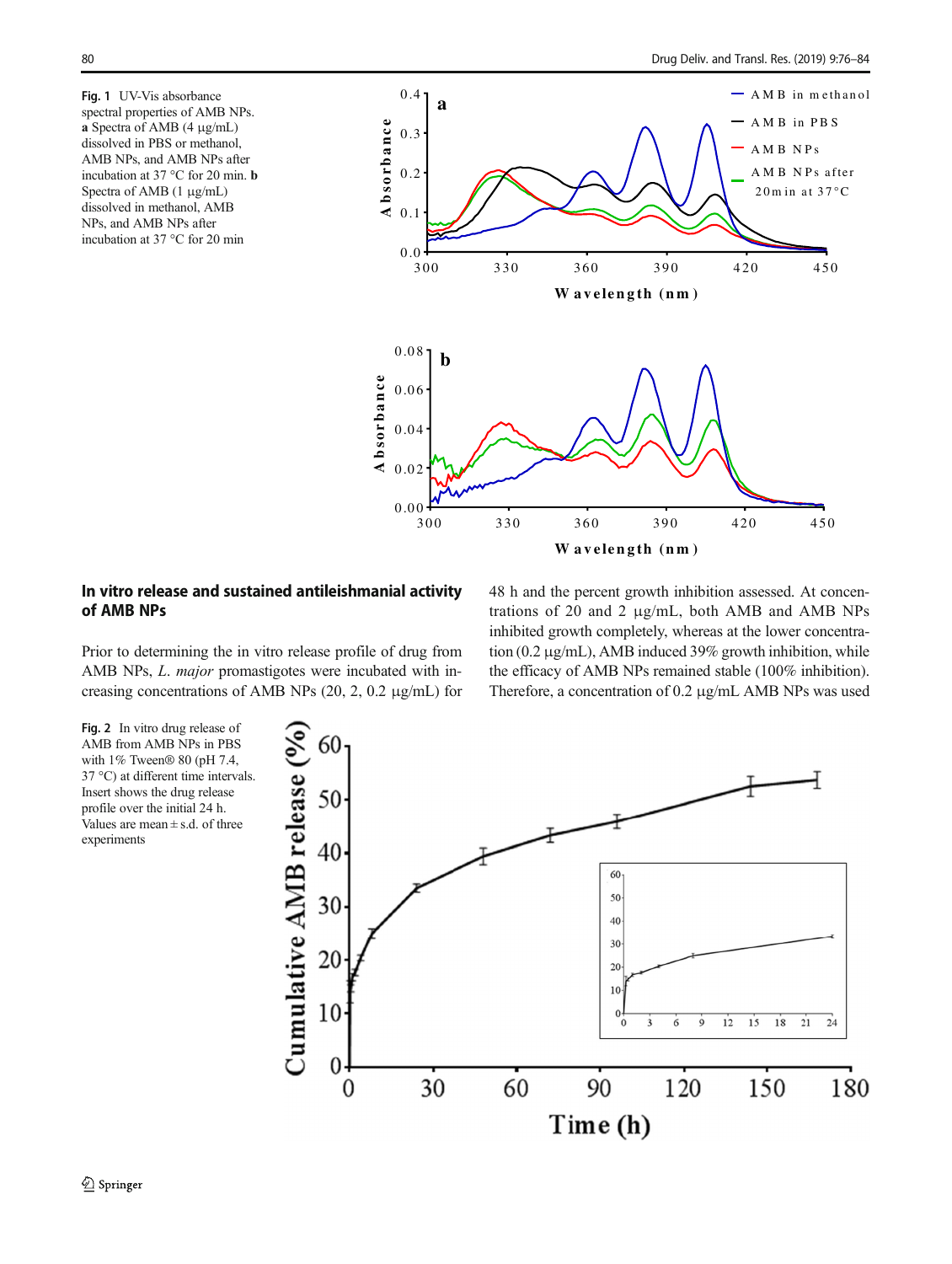**Fig. 1** UV-Vis absorbance spectral properties of AMB NPs. **a** Spectra of AMB (4 μg/mL) dissolved in PBS or methanol, AMB NPs, and AMB NPs after incubation at 37 °C for 20 min. **b** Spectra of AMB (1 μg/mL) dissolved in methanol, AMB NPs, and AMB NPs after incubation at 37 °C for 20 min

## In vitro release and sustained antileishmanial activity of AMB NPs

Prior to determining the in vitro release profile of drug from AMB NPs, *L. major* promastigotes were incubated with increasing concentrations of AMB NPs (20, 2, 0.2 μg/mL) for 48 h and the percent growth inhibition assessed. At concentrations of 20 and 2 μg/mL, both AMB and AMB NPs inhibited growth completely, whereas at the lower concentration (0.2 μg/mL), AMB induced 39% growth inhibition, while the efficacy of AMB NPs remained stable (100% inhibition). Therefore, a concentration of 0.2 μg/mL AMB NPs was used

**Fig. 2** In vitro drug release of AMB from AMB NPs in PBS with 1% Tween® 80 (pH 7.4, 37 °C) at different time intervals. Insert shows the drug release profile over the initial 24 h. Values are mean ± s.d. of three experiments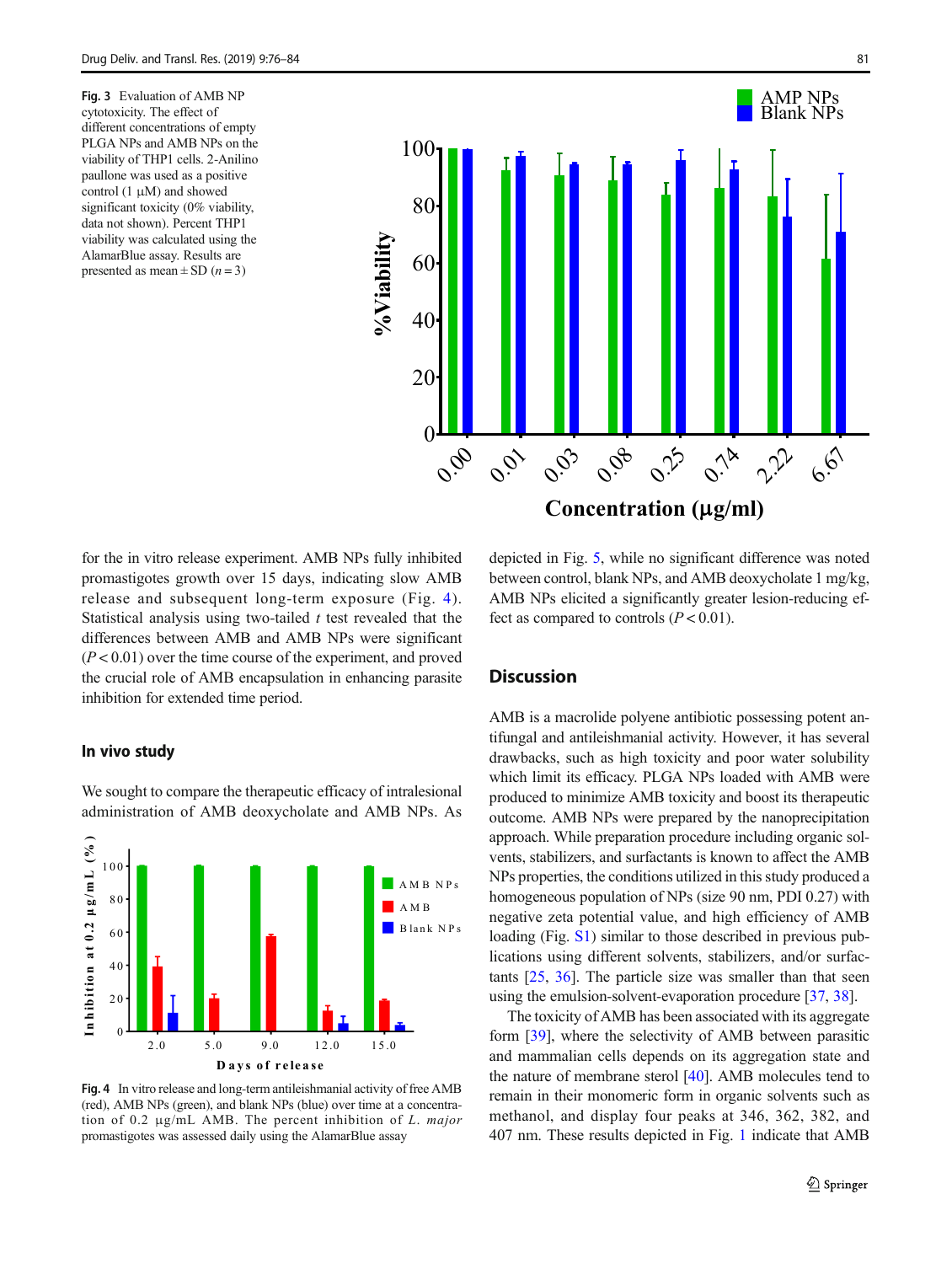Fig. 3 Evaluation of AMB NP cytotoxicity. The effect of different concentrations of empty PLGA NPs and AMB NPs on the viability of THP1 cells. 2-Anilino paullone was used as a positive control (1 μM) and showed significant toxicity (0% viability, data not shown). Percent THP1 viability was calculated using the AlamarBlue assay. Results are presented as mean ± SD ($n = 3$)

for the in vitro release experiment. AMB NPs fully inhibited promastigotes growth over 15 days, indicating slow AMB release and subsequent long-term exposure (Fig. 4). Statistical analysis using two-tailed $t$ test revealed that the differences between AMB and AMB NPs were significant ($P < 0.01$) over the time course of the experiment, and proved the crucial role of AMB encapsulation in enhancing parasite inhibition for extended time period.

### In vivo study

We sought to compare the therapeutic efficacy of intralesional administration of AMB deoxycholate and AMB NPs. As depicted in Fig. 5, while no significant difference was noted between control, blank NPs, and AMB deoxycholate 1 mg/kg, AMB NPs elicited a significantly greater lesion-reducing effect as compared to controls ($P < 0.01$).

Fig. 4 In vitro release and long-term antileishmanial activity of free AMB (red), AMB NPs (green), and blank NPs (blue) over time at a concentration of 0.2 μg/mL AMB. The percent inhibition of *L. major* promastigotes was assessed daily using the AlamarBlue assay

## Discussion

AMB is a macrolide polyene antibiotic possessing potent antifungal and antileishmanial activity. However, it has several drawbacks, such as high toxicity and poor water solubility which limit its efficacy. PLGA NPs loaded with AMB were produced to minimize AMB toxicity and boost its therapeutic outcome. AMB NPs were prepared by the nanoprecipitation approach. While preparation procedure including organic solvents, stabilizers, and surfactants is known to affect the AMB NPs properties, the conditions utilized in this study produced a homogeneous population of NPs (size 90 nm, PDI 0.27) with negative zeta potential value, and high efficiency of AMB loading (Fig. S1) similar to those described in previous publications using different solvents, stabilizers, and/or surfactants [25, 36]. The particle size was smaller than that seen using the emulsion-solvent-evaporation procedure [37, 38].

The toxicity of AMB has been associated with its aggregate form [39], where the selectivity of AMB between parasitic and mammalian cells depends on its aggregation state and the nature of membrane sterol [40]. AMB molecules tend to remain in their monomeric form in organic solvents such as methanol, and display four peaks at 346, 362, 382, and 407 nm. These results depicted in Fig. 1 indicate that AMB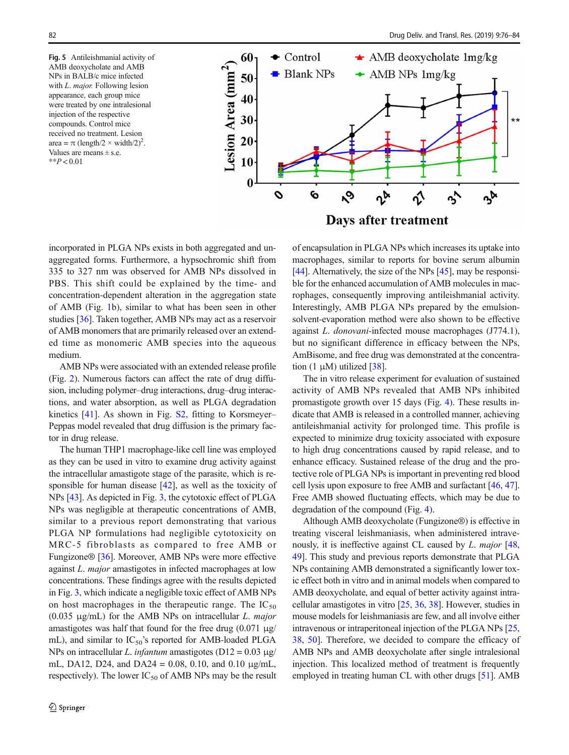**Fig. 5** Antileishmanial activity of AMB deoxycholate and AMB NPs in BALB/c mice infected with *L. major.* Following lesion appearance, each group mice were treated by one intralesional injection of the respective compounds. Control mice received no treatment. Lesion area = π (length/2 × width/2)$^2$. Values are means ± s.e. **$P < 0.01$

incorporated in PLGA NPs exists in both aggregated and unaggregated forms. Furthermore, a hypsochromic shift from 335 to 327 nm was observed for AMB NPs dissolved in PBS. This shift could be explained by the time- and concentration-dependent alteration in the aggregation state of AMB (Fig. 1b), similar to what has been seen in other studies [36]. Taken together, AMB NPs may act as a reservoir of AMB monomers that are primarily released over an extended time as monomeric AMB species into the aqueous medium.

AMB NPs were associated with an extended release profile (Fig. 2). Numerous factors can affect the rate of drug diffusion, including polymer–drug interactions, drug–drug interactions, and water absorption, as well as PLGA degradation kinetics [41]. As shown in Fig. S2, fitting to Korsmeyer–Peppas model revealed that drug diffusion is the primary factor in drug release.

The human THP1 macrophage-like cell line was employed as they can be used in vitro to examine drug activity against the intracellular amastigote stage of the parasite, which is responsible for human disease [42], as well as the toxicity of NPs [43]. As depicted in Fig. 3, the cytotoxic effect of PLGA NPs was negligible at therapeutic concentrations of AMB, similar to a previous report demonstrating that various PLGA NP formulations had negligible cytotoxicity on MRC-5 fibroblasts as compared to free AMB or Fungizone® [36]. Moreover, AMB NPs were more effective against *L. major* amastigotes in infected macrophages at low concentrations. These findings agree with the results depicted in Fig. 3, which indicate a negligible toxic effect of AMB NPs on host macrophages in the therapeutic range. The $IC_{50}$ (0.035 μg/mL) for the AMB NPs on intracellular *L. major* amastigotes was half that found for the free drug (0.071 μg/mL), and similar to $IC_{50}$'s reported for AMB-loaded PLGA NPs on intracellular *L. infantum* amastigotes (D12 = 0.03 μg/mL, DA12, D24, and DA24 = 0.08, 0.10, and 0.10 μg/mL, respectively). The lower $IC_{50}$ of AMB NPs may be the result of encapsulation in PLGA NPs which increases its uptake into macrophages, similar to reports for bovine serum albumin [44]. Alternatively, the size of the NPs [45], may be responsible for the enhanced accumulation of AMB molecules in macrophages, consequently improving antileishmanial activity. Interestingly, AMB PLGA NPs prepared by the emulsion-solvent-evaporation method were also shown to be effective against *L. donovani*-infected mouse macrophages (J774.1), but no significant difference in efficacy between the NPs, AmBisome, and free drug was demonstrated at the concentration (1 μM) utilized [38].

The in vitro release experiment for evaluation of sustained activity of AMB NPs revealed that AMB NPs inhibited promastigote growth over 15 days (Fig. 4). These results indicate that AMB is released in a controlled manner, achieving antileishmanial activity for prolonged time. This profile is expected to minimize drug toxicity associated with exposure to high drug concentrations caused by rapid release, and to enhance efficacy. Sustained release of the drug and the protective role of PLGA NPs is important in preventing red blood cell lysis upon exposure to free AMB and surfactant [46, 47]. Free AMB showed fluctuating effects, which may be due to degradation of the compound (Fig. 4).

Although AMB deoxycholate (Fungizone®) is effective in treating visceral leishmaniasis, when administered intravenously, it is ineffective against CL caused by *L. major* [48, 49]. This study and previous reports demonstrate that PLGA NPs containing AMB demonstrated a significantly lower toxic effect both in vitro and in animal models when compared to AMB deoxycholate, and equal of better activity against intracellular amastigotes in vitro [25, 36, 38]. However, studies in mouse models for leishmaniasis are few, and all involve either intravenous or intraperitoneal injection of the PLGA NPs [25, 38, 50]. Therefore, we decided to compare the efficacy of AMB NPs and AMB deoxycholate after single intralesional injection. This localized method of treatment is frequently employed in treating human CL with other drugs [51]. AMB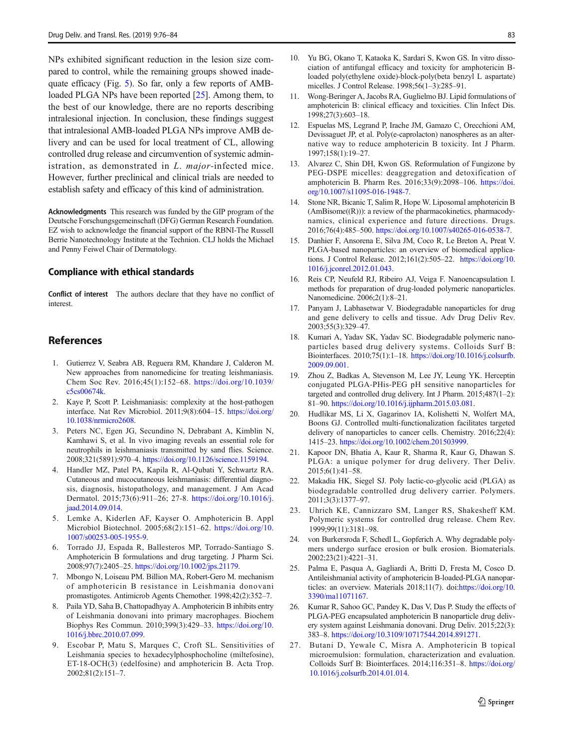NPs exhibited significant reduction in the lesion size compared to control, while the remaining groups showed inadequate efficacy (Fig. 5). So far, only a few reports of AMB-loaded PLGA NPs have been reported [25]. Among them, to the best of our knowledge, there are no reports describing intralesional injection. In conclusion, these findings suggest that intralesional AMB-loaded PLGA NPs improve AMB delivery and can be used for local treatment of CL, allowing controlled drug release and circumvention of systemic administration, as demonstrated in *L. major*-infected mice. However, further preclinical and clinical trials are needed to establish safety and efficacy of this kind of administration.

**Acknowledgments** This research was funded by the GIP program of the Deutsche Forschungsgemeinschaft (DFG) German Research Foundation. EZ wish to acknowledge the financial support of the RBNI-The Russell Berrie Nanotechnology Institute at the Technion. CLJ holds the Michael and Penny Feiwel Chair of Dermatology.

## Compliance with ethical standards

**Conflict of interest** The authors declare that they have no conflict of interest.

## References

1. Gutierrez V, Seabra AB, Reguera RM, Khandare J, Calderon M. New approaches from nanomedicine for treating leishmaniasis. Chem Soc Rev. 2016;45(1):152–68. https://doi.org/10.1039/c5cs00674k.
2. Kaye P, Scott P. Leishmaniasis: complexity at the host-pathogen interface. Nat Rev Microbiol. 2011;9(8):604–15. https://doi.org/10.1038/nrmicro2608.
3. Peters NC, Egen JG, Secundino N, Debrabant A, Kimblin N, Kamhawi S, et al. In vivo imaging reveals an essential role for neutrophils in leishmaniasis transmitted by sand flies. Science. 2008;321(5891):970–4. https://doi.org/10.1126/science.1159194.
4. Handler MZ, Patel PA, Kapila R, Al-Qubati Y, Schwartz RA. Cutaneous and mucocutaneous leishmaniasis: differential diagnosis, diagnosis, histopathology, and management. J Am Acad Dermatol. 2015;73(6):911–26; 27-8. https://doi.org/10.1016/j.jaad.2014.09.014.
5. Lemke A, Kiderlen AF, Kayser O. Amphotericin B. Appl Microbiol Biotechnol. 2005;68(2):151–62. https://doi.org/10.1007/s00253-005-1955-9.
6. Torrado JJ, Espada R, Ballesteros MP, Torrado-Santiago S. Amphotericin B formulations and drug targeting. J Pharm Sci. 2008;97(7):2405–25. https://doi.org/10.1002/jps.21179.
7. Mbongo N, Loiseau PM, Billion MA, Robert-Gero M. mechanism of amphotericin B resistance in Leishmania donovani promastigotes. Antimicrob Agents Chemother. 1998;42(2):352–7.
8. Paila YD, Saha B, Chattopadhyay A. Amphotericin B inhibits entry of Leishmania donovani into primary macrophages. Biochem Biophys Res Commun. 2010;399(3):429–33. https://doi.org/10.1016/j.bbrc.2010.07.099.
9. Escobar P, Matu S, Marques C, Croft SL. Sensitivities of Leishmania species to hexadecylphosphocholine (miltefosine), ET-18-OCH(3) (edelfosine) and amphotericin B. Acta Trop. 2002;81(2):151–7.
10. Yu BG, Okano T, Kataoka K, Sardari S, Kwon GS. In vitro dissociation of antifungal efficacy and toxicity for amphotericin B-loaded poly(ethylene oxide)-block-poly(beta benzyl L aspartate) micelles. J Control Release. 1998;56(1–3):285–91.
11. Wong-Beringer A, Jacobs RA, Guglielmo BJ. Lipid formulations of amphotericin B: clinical efficacy and toxicities. Clin Infect Dis. 1998;27(3):603–18.
12. Espuelas MS, Legrand P, Irache JM, Gamazo C, Orecchioni AM, Devissaguet JP, et al. Poly(e-caprolacton) nanospheres as an alternative way to reduce amphotericin B toxicity. Int J Pharm. 1997;158(1):19–27.
13. Alvarez C, Shin DH, Kwon GS. Reformulation of Fungizone by PEG-DSPE micelles: deaggregation and detoxification of amphotericin B. Pharm Res. 2016;33(9):2098–106. https://doi.org/10.1007/s11095-016-1948-7.
14. Stone NR, Bicanic T, Salim R, Hope W. Liposomal amphotericin B (AmBisome((R))): a review of the pharmacokinetics, pharmacodynamics, clinical experience and future directions. Drugs. 2016;76(4):485–500. https://doi.org/10.1007/s40265-016-0538-7.
15. Danhier F, Ansorena E, Silva JM, Coco R, Le Breton A, Preat V. PLGA-based nanoparticles: an overview of biomedical applications. J Control Release. 2012;161(2):505–22. https://doi.org/10.1016/j.jconrel.2012.01.043.
16. Reis CP, Neufeld RJ, Ribeiro AJ, Veiga F. Nanoencapsulation I. methods for preparation of drug-loaded polymeric nanoparticles. Nanomedicine. 2006;2(1):8–21.
17. Panyam J, Labhasetwar V. Biodegradable nanoparticles for drug and gene delivery to cells and tissue. Adv Drug Deliv Rev. 2003;55(3):329–47.
18. Kumari A, Yadav SK, Yadav SC. Biodegradable polymeric nanoparticles based drug delivery systems. Colloids Surf B: Biointerfaces. 2010;75(1):1–18. https://doi.org/10.1016/j.colsurfb.2009.09.001.
19. Zhou Z, Badkas A, Stevenson M, Lee JY, Leung YK. Herceptin conjugated PLGA-PHis-PEG pH sensitive nanoparticles for targeted and controlled drug delivery. Int J Pharm. 2015;487(1–2):81–90. https://doi.org/10.1016/j.ijpharm.2015.03.081.
20. Hudlikar MS, Li X, Gagarinov IA, Kolishetti N, Wolfert MA, Boons GJ. Controlled multi-functionalization facilitates targeted delivery of nanoparticles to cancer cells. Chemistry. 2016;22(4):1415–23. https://doi.org/10.1002/chem.201503999.
21. Kapoor DN, Bhatia A, Kaur R, Sharma R, Kaur G, Dhawan S. PLGA: a unique polymer for drug delivery. Ther Deliv. 2015;6(1):41–58.
22. Makadia HK, Siegel SJ. Poly lactic-co-glycolic acid (PLGA) as biodegradable controlled drug delivery carrier. Polymers. 2011;3(3):1377–97.
23. Uhrich KE, Cannizzaro SM, Langer RS, Shakesheff KM. Polymeric systems for controlled drug release. Chem Rev. 1999;99(11):3181–98.
24. von Burkersroda F, Schedl L, Gopferich A. Why degradable polymers undergo surface erosion or bulk erosion. Biomaterials. 2002;23(21):4221–31.
25. Palma E, Pasqua A, Gagliardi A, Britti D, Fresta M, Cosco D. Antileishmanial activity of amphotericin B-loaded-PLGA nanoparticles: an overview. Materials 2018;11(7). doi:https://doi.org/10.3390/ma11071167.
26. Kumar R, Sahoo GC, Pandey K, Das V, Das P. Study the effects of PLGA-PEG encapsulated amphotericin B nanoparticle drug delivery system against Leishmania donovani. Drug Deliv. 2015;22(3):383–8. https://doi.org/10.3109/10717544.2014.891271.
27. Butani D, Yewale C, Misra A. Amphotericin B topical microemulsion: formulation, characterization and evaluation. Colloids Surf B: Biointerfaces. 2014;116:351–8. https://doi.org/10.1016/j.colsurfb.2014.01.014.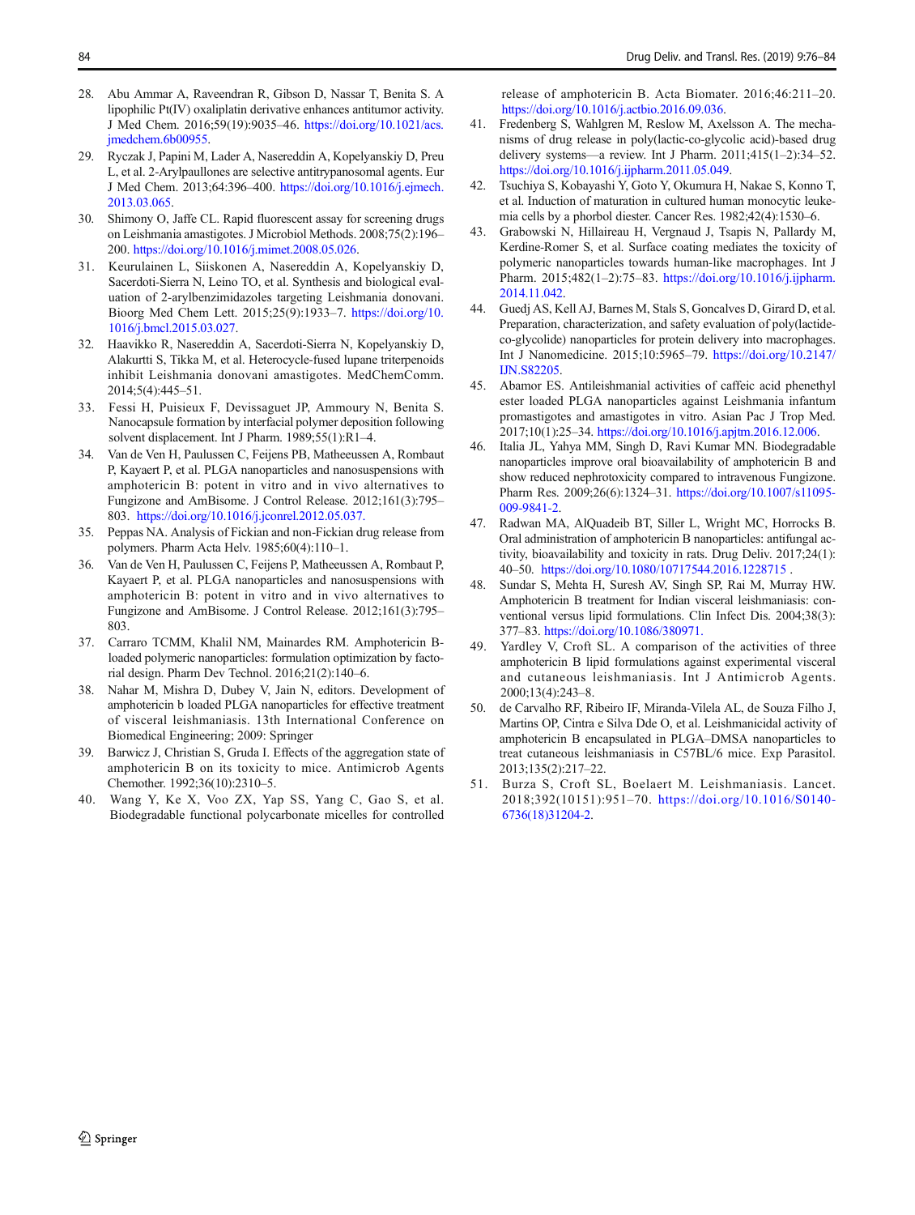28. Abu Ammar A, Raveendran R, Gibson D, Nassar T, Benita S. A lipophilic Pt(IV) oxaliplatin derivative enhances antitumor activity. J Med Chem. 2016;59(19):9035–46. https://doi.org/10.1021/acs.jmedchem.6b00955.
29. Ryczak J, Papini M, Lader A, Nasereddin A, Kopelyanskiy D, Preu L, et al. 2-Arylpaullones are selective antitrypanosomal agents. Eur J Med Chem. 2013;64:396–400. https://doi.org/10.1016/j.ejmech.2013.03.065.
30. Shimony O, Jaffe CL. Rapid fluorescent assay for screening drugs on Leishmania amastigotes. J Microbiol Methods. 2008;75(2):196–200. https://doi.org/10.1016/j.mimet.2008.05.026.
31. Keurulainen L, Siiskonen A, Nasereddin A, Kopelyanskiy D, Sacerdoti-Sierra N, Leino TO, et al. Synthesis and biological evaluation of 2-arylbenzimidazoles targeting Leishmania donovani. Bioorg Med Chem Lett. 2015;25(9):1933–7. https://doi.org/10.1016/j.bmcl.2015.03.027.
32. Haavikko R, Nasereddin A, Sacerdoti-Sierra N, Kopelyanskiy D, Alakurtti S, Tikka M, et al. Heterocycle-fused lupane triterpenoids inhibit Leishmania donovani amastigotes. MedChemComm. 2014;5(4):445–51.
33. Fessi H, Puisieux F, Devissaguet JP, Ammoury N, Benita S. Nanocapsule formation by interfacial polymer deposition following solvent displacement. Int J Pharm. 1989;55(1):R1–4.
34. Van de Ven H, Paulussen C, Feijens PB, Matheeussen A, Rombaut P, Kayaert P, et al. PLGA nanoparticles and nanosuspensions with amphotericin B: potent in vitro and in vivo alternatives to Fungizone and AmBisome. J Control Release. 2012;161(3):795–803. https://doi.org/10.1016/j.jconrel.2012.05.037.
35. Peppas NA. Analysis of Fickian and non-Fickian drug release from polymers. Pharm Acta Helv. 1985;60(4):110–1.
36. Van de Ven H, Paulussen C, Feijens P, Matheeussen A, Rombaut P, Kayaert P, et al. PLGA nanoparticles and nanosuspensions with amphotericin B: potent in vitro and in vivo alternatives to Fungizone and AmBisome. J Control Release. 2012;161(3):795–803.
37. Carraro TCMM, Khalil NM, Mainardes RM. Amphotericin B-loaded polymeric nanoparticles: formulation optimization by factorial design. Pharm Dev Technol. 2016;21(2):140–6.
38. Nahar M, Mishra D, Dubey V, Jain N, editors. Development of amphotericin b loaded PLGA nanoparticles for effective treatment of visceral leishmaniasis. 13th International Conference on Biomedical Engineering; 2009: Springer
39. Barwicz J, Christian S, Gruda I. Effects of the aggregation state of amphotericin B on its toxicity to mice. Antimicrob Agents Chemother. 1992;36(10):2310–5.
40. Wang Y, Ke X, Voo ZX, Yap SS, Yang C, Gao S, et al. Biodegradable functional polycarbonate micelles for controlled release of amphotericin B. Acta Biomater. 2016;46:211–20. https://doi.org/10.1016/j.actbio.2016.09.036.
41. Fredenberg S, Wahlgren M, Reslow M, Axelsson A. The mechanisms of drug release in poly(lactic-co-glycolic acid)-based drug delivery systems—a review. Int J Pharm. 2011;415(1–2):34–52. https://doi.org/10.1016/j.ijpharm.2011.05.049.
42. Tsuchiya S, Kobayashi Y, Goto Y, Okumura H, Nakae S, Konno T, et al. Induction of maturation in cultured human monocytic leukemia cells by a phorbol diester. Cancer Res. 1982;42(4):1530–6.
43. Grabowski N, Hillaireau H, Vergnaud J, Tsapis N, Pallardy M, Kerdine-Romer S, et al. Surface coating mediates the toxicity of polymeric nanoparticles towards human-like macrophages. Int J Pharm. 2015;482(1–2):75–83. https://doi.org/10.1016/j.ijpharm.2014.11.042.
44. Guedj AS, Kell AJ, Barnes M, Stals S, Goncalves D, Girard D, et al. Preparation, characterization, and safety evaluation of poly(lactide-co-glycolide) nanoparticles for protein delivery into macrophages. Int J Nanomedicine. 2015;10:5965–79. https://doi.org/10.2147/IJN.S82205.
45. Abamor ES. Antileishmanial activities of caffeic acid phenethyl ester loaded PLGA nanoparticles against Leishmania infantum promastigotes and amastigotes in vitro. Asian Pac J Trop Med. 2017;10(1):25–34. https://doi.org/10.1016/j.apjtm.2016.12.006.
46. Italia JL, Yahya MM, Singh D, Ravi Kumar MN. Biodegradable nanoparticles improve oral bioavailability of amphotericin B and show reduced nephrotoxicity compared to intravenous Fungizone. Pharm Res. 2009;26(6):1324–31. https://doi.org/10.1007/s11095-009-9841-2.
47. Radwan MA, AlQuadeib BT, Siller L, Wright MC, Horrocks B. Oral administration of amphotericin B nanoparticles: antifungal activity, bioavailability and toxicity in rats. Drug Deliv. 2017;24(1):40–50. https://doi.org/10.1080/10717544.2016.1228715 .
48. Sundar S, Mehta H, Suresh AV, Singh SP, Rai M, Murray HW. Amphotericin B treatment for Indian visceral leishmaniasis: conventional versus lipid formulations. Clin Infect Dis. 2004;38(3):377–83. https://doi.org/10.1086/380971.
49. Yardley V, Croft SL. A comparison of the activities of three amphotericin B lipid formulations against experimental visceral and cutaneous leishmaniasis. Int J Antimicrob Agents. 2000;13(4):243–8.
50. de Carvalho RF, Ribeiro IF, Miranda-Vilela AL, de Souza Filho J, Martins OP, Cintra e Silva Dde O, et al. Leishmanicidal activity of amphotericin B encapsulated in PLGA–DMSA nanoparticles to treat cutaneous leishmaniasis in C57BL/6 mice. Exp Parasitol. 2013;135(2):217–22.
51. Burza S, Croft SL, Boelaert M. Leishmaniasis. Lancet. 2018;392(10151):951–70. https://doi.org/10.1016/S0140-6736(18)31204-2.